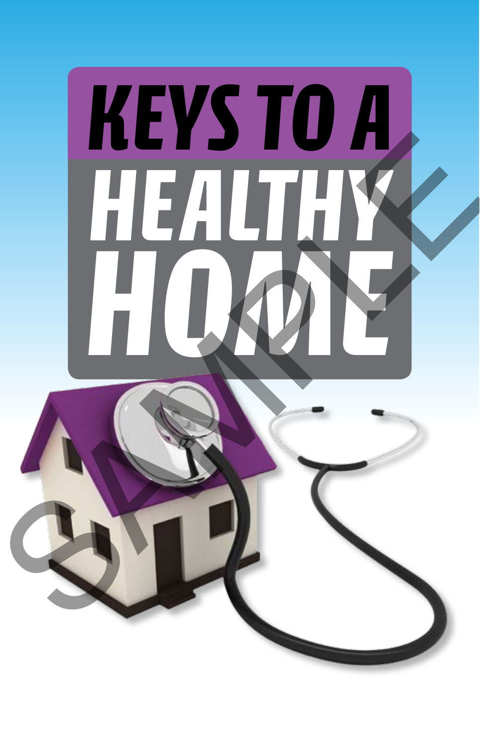# KEYS TO A HEALTHY HOME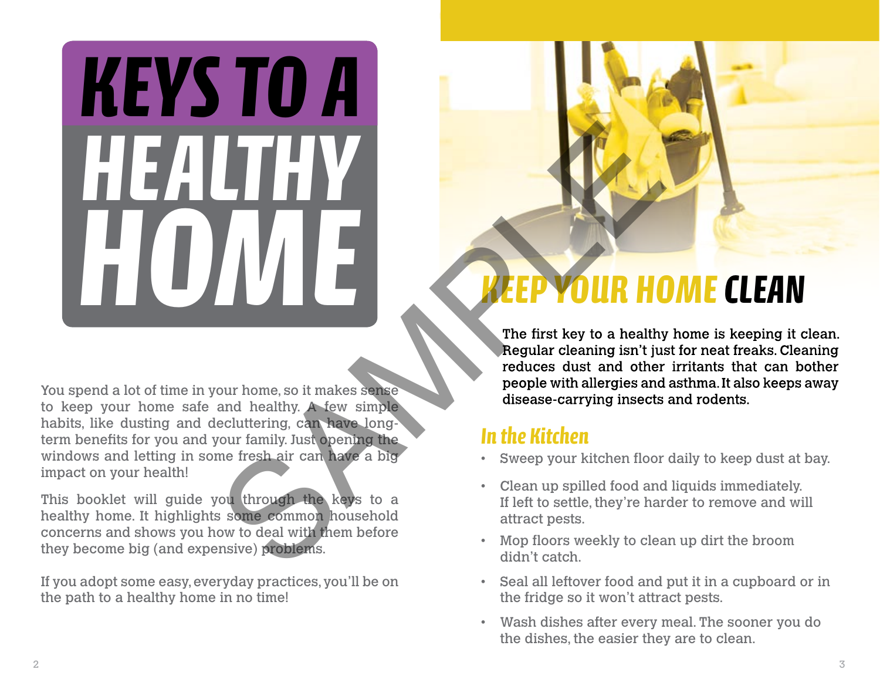# KEYS TO A HEALTHY HOME

You spend a lot of time in your home, so it makes sense to keep your home safe and healthy. A few simple habits, like dusting and decluttering, can have long-term benefits for you and your family. Just opening the windows and letting in some fresh air can have a big impact on your health!

This booklet will guide you through the keys to a healthy home. It highlights some common household concerns and shows you how to deal with them before they become big (and expensive) problems.

If you adopt some easy, everyday practices, you'll be on the path to a healthy home in no time!

## KEEP YOUR HOME CLEAN

**The first key to a healthy home is keeping it clean. Regular cleaning isn't just for neat freaks. Cleaning reduces dust and other irritants that can bother people with allergies and asthma. It also keeps away disease-carrying insects and rodents.**

### In the Kitchen

- Sweep your kitchen floor daily to keep dust at bay.
- Clean up spilled food and liquids immediately. If left to settle, they're harder to remove and will attract pests.
- Mop floors weekly to clean up dirt the broom didn't catch.
- Seal all leftover food and put it in a cupboard or in the fridge so it won't attract pests.
- Wash dishes after every meal. The sooner you do the dishes, the easier they are to clean.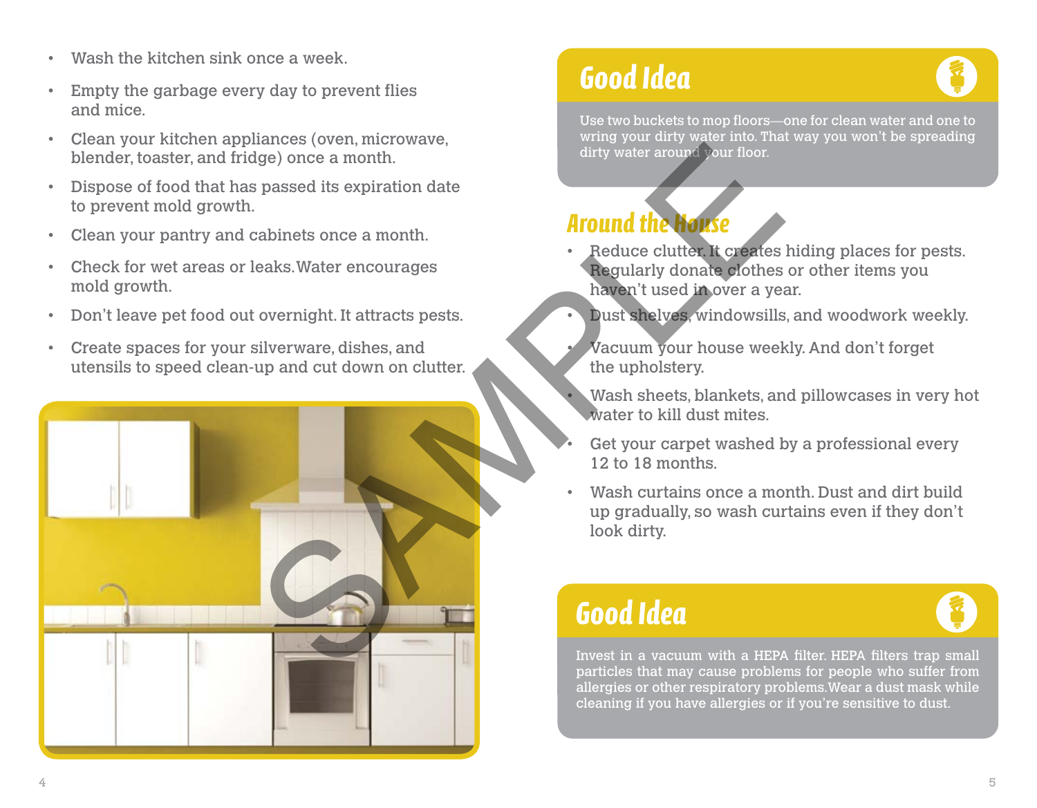- Wash the kitchen sink once a week.
- Empty the garbage every day to prevent flies and mice.
- Clean your kitchen appliances (oven, microwave, blender, toaster, and fridge) once a month.
- Dispose of food that has passed its expiration date to prevent mold growth.
- Clean your pantry and cabinets once a month.
- Check for wet areas or leaks. Water encourages mold growth.
- Don't leave pet food out overnight. It attracts pests.
- Create spaces for your silverware, dishes, and utensils to speed clean-up and cut down on clutter.

## Good Idea

Use two buckets to mop floors—one for clean water and one to wring your dirty water into. That way you won't be spreading dirty water around your floor.

## Around the House

- Reduce clutter. It creates hiding places for pests. Regularly donate clothes or other items you haven't used in over a year.
- Dust shelves, windowsills, and woodwork weekly.
- Vacuum your house weekly. And don't forget the upholstery.
- Wash sheets, blankets, and pillowcases in very hot water to kill dust mites.
- Get your carpet washed by a professional every 12 to 18 months.
- Wash curtains once a month. Dust and dirt build up gradually, so wash curtains even if they don't look dirty.

## Good Idea

Invest in a vacuum with a HEPA filter. HEPA filters trap small particles that may cause problems for people who suffer from allergies or other respiratory problems. Wear a dust mask while cleaning if you have allergies or if you're sensitive to dust.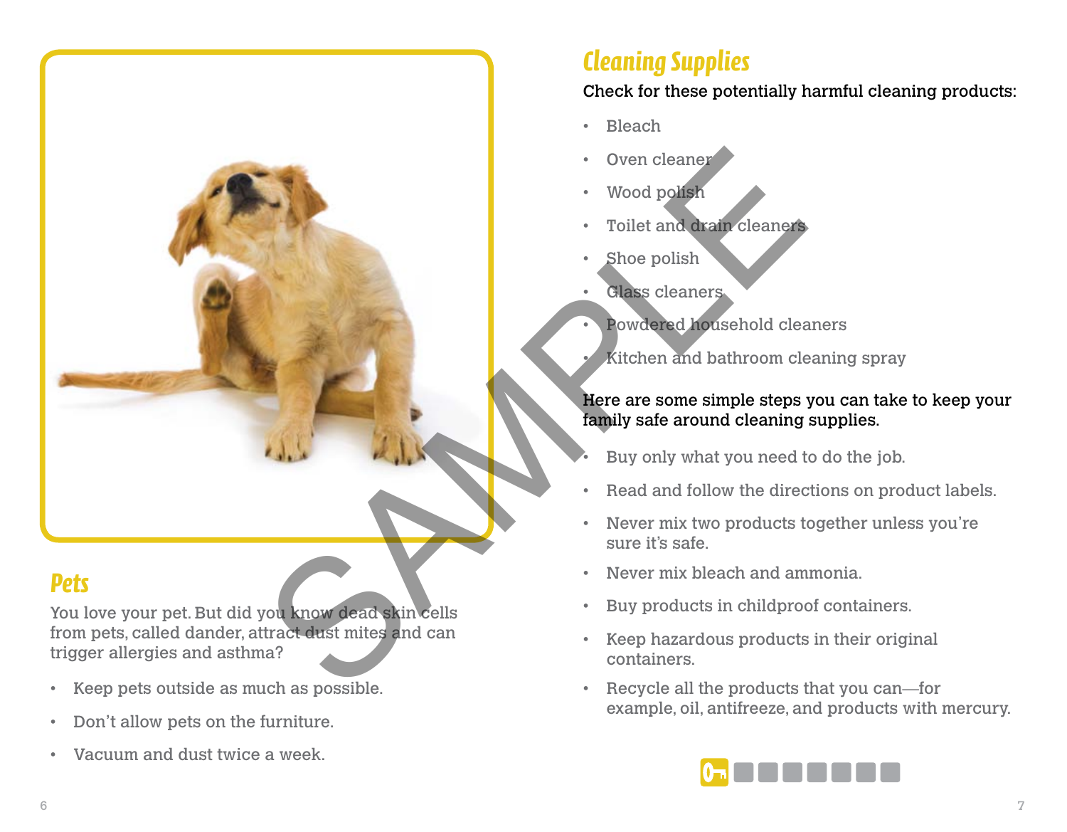## Pets

You love your pet. But did you know dead skin cells from pets, called dander, attract dust mites and can trigger allergies and asthma?

- Keep pets outside as much as possible.
- Don't allow pets on the furniture.
- Vacuum and dust twice a week.

## Cleaning Supplies

Check for these potentially harmful cleaning products:

- Bleach
- Oven cleaner
- Wood polish
- Toilet and drain cleaners
- Shoe polish
- Glass cleaners
- Powdered household cleaners
- Kitchen and bathroom cleaning spray

Here are some simple steps you can take to keep your family safe around cleaning supplies.

- Buy only what you need to do the job.
- Read and follow the directions on product labels.
- Never mix two products together unless you're sure it's safe.
- Never mix bleach and ammonia.
- Buy products in childproof containers.
- Keep hazardous products in their original containers.
- Recycle all the products that you can—for example, oil, antifreeze, and products with mercury.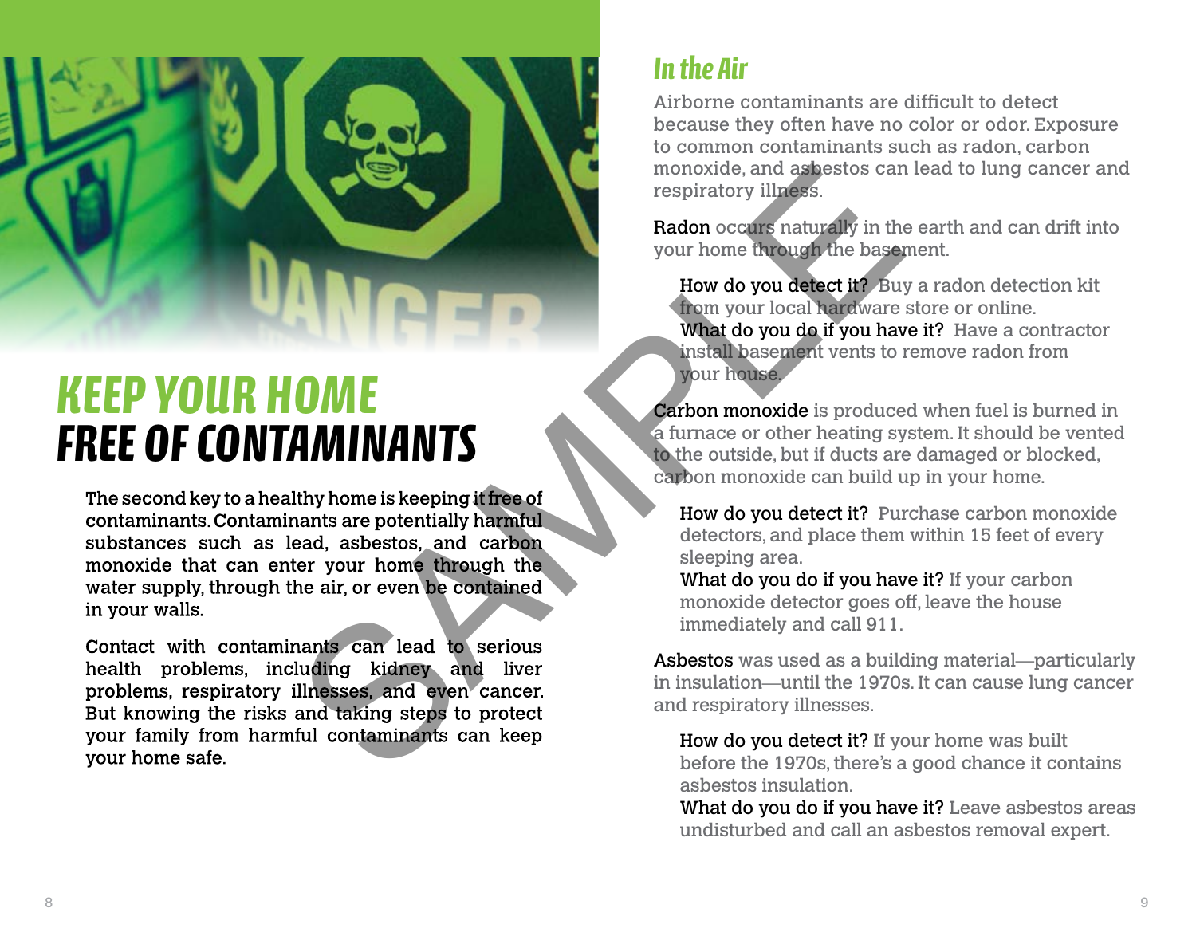# KEEP YOUR HOME FREE OF CONTAMINANTS

The second key to a healthy home is keeping it free of contaminants. Contaminants are potentially harmful substances such as lead, asbestos, and carbon monoxide that can enter your home through the water supply, through the air, or even be contained in your walls.

Contact with contaminants can lead to serious health problems, including kidney and liver problems, respiratory illnesses, and even cancer. But knowing the risks and taking steps to protect your family from harmful contaminants can keep your home safe.

## *In the Air*

Airborne contaminants are difficult to detect because they often have no color or odor. Exposure to common contaminants such as radon, carbon monoxide, and asbestos can lead to lung cancer and respiratory illness.

**Radon** occurs naturally in the earth and can drift into your home through the basement.

> **How do you detect it?** Buy a radon detection kit from your local hardware store or online.
> **What do you do if you have it?** Have a contractor install basement vents to remove radon from your house.

**Carbon monoxide** is produced when fuel is burned in a furnace or other heating system. It should be vented to the outside, but if ducts are damaged or blocked, carbon monoxide can build up in your home.

> **How do you detect it?** Purchase carbon monoxide detectors, and place them within 15 feet of every sleeping area.
> **What do you do if you have it?** If your carbon monoxide detector goes off, leave the house immediately and call 911.

**Asbestos** was used as a building material—particularly in insulation—until the 1970s. It can cause lung cancer and respiratory illnesses.

> **How do you detect it?** If your home was built before the 1970s, there's a good chance it contains asbestos insulation.
> **What do you do if you have it?** Leave asbestos areas undisturbed and call an asbestos removal expert.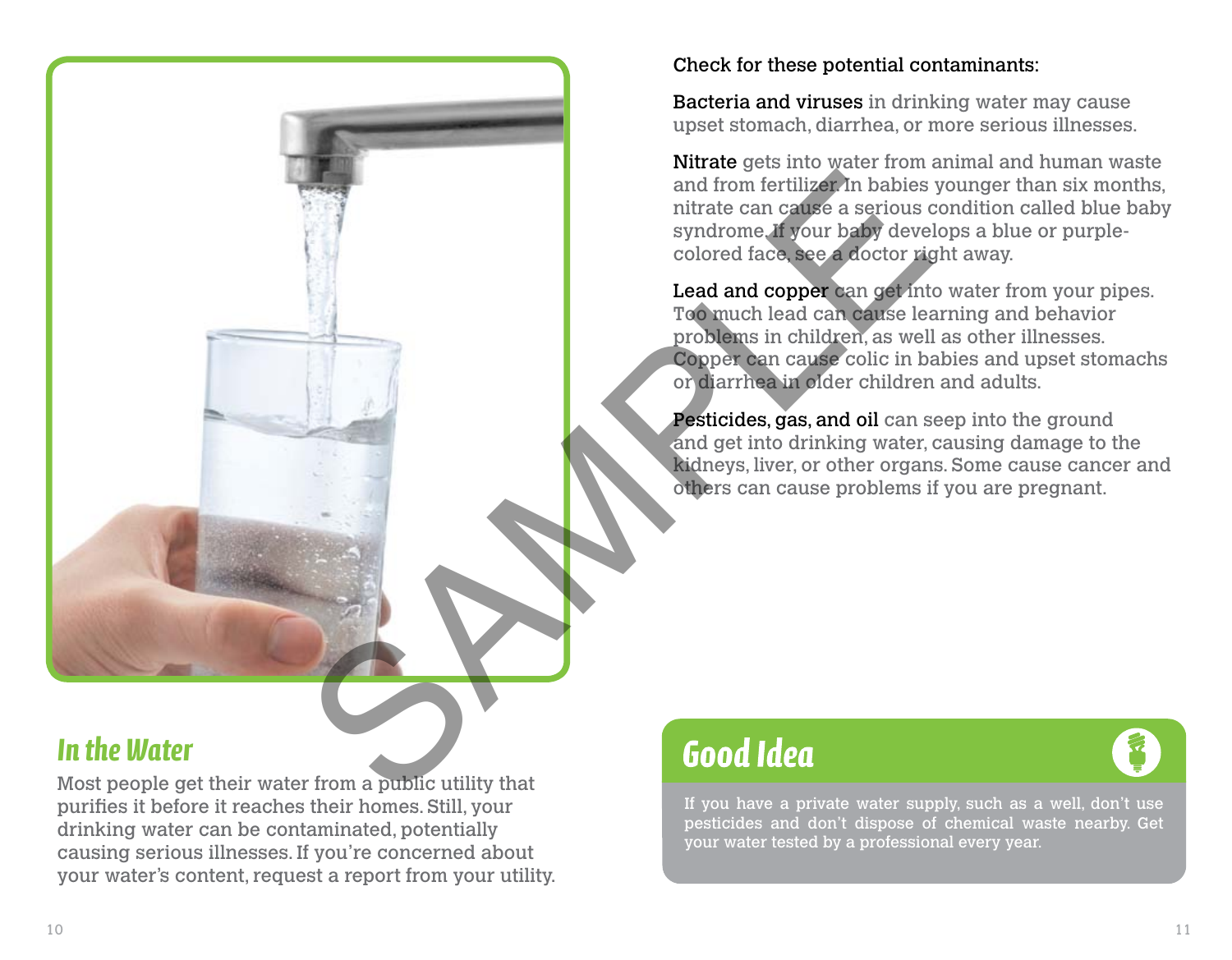## In the Water

Most people get their water from a public utility that purifies it before it reaches their homes. Still, your drinking water can be contaminated, potentially causing serious illnesses. If you're concerned about your water's content, request a report from your utility.

Check for these potential contaminants:

**Bacteria and viruses** in drinking water may cause upset stomach, diarrhea, or more serious illnesses.

**Nitrate** gets into water from animal and human waste and from fertilizer. In babies younger than six months, nitrate can cause a serious condition called blue baby syndrome. If your baby develops a blue or purple-colored face, see a doctor right away.

**Lead and copper** can get into water from your pipes. Too much lead can cause learning and behavior problems in children, as well as other illnesses. Copper can cause colic in babies and upset stomachs or diarrhea in older children and adults.

**Pesticides, gas, and oil** can seep into the ground and get into drinking water, causing damage to the kidneys, liver, or other organs. Some cause cancer and others can cause problems if you are pregnant.

### Good Idea

If you have a private water supply, such as a well, don't use pesticides and don't dispose of chemical waste nearby. Get your water tested by a professional every year.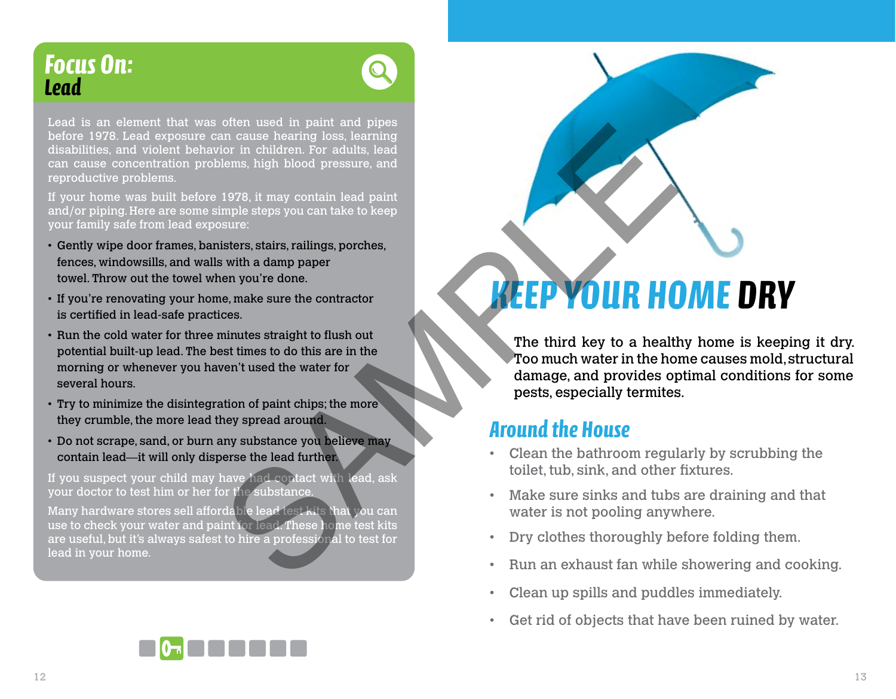## Focus On: Lead

Lead is an element that was often used in paint and pipes before 1978. Lead exposure can cause hearing loss, learning disabilities, and violent behavior in children. For adults, lead can cause concentration problems, high blood pressure, and reproductive problems.

If your home was built before 1978, it may contain lead paint and/or piping. Here are some simple steps you can take to keep your family safe from lead exposure:

- Gently wipe door frames, banisters, stairs, railings, porches, fences, windowsills, and walls with a damp paper towel. Throw out the towel when you're done.
- If you're renovating your home, make sure the contractor is certified in lead-safe practices.
- Run the cold water for three minutes straight to flush out potential built-up lead. The best times to do this are in the morning or whenever you haven't used the water for several hours.
- Try to minimize the disintegration of paint chips; the more they crumble, the more lead they spread around.
- Do not scrape, sand, or burn any substance you believe may contain lead—it will only disperse the lead further.

If you suspect your child may have had contact with lead, ask your doctor to test him or her for the substance.

Many hardware stores sell affordable lead test kits that you can use to check your water and paint for lead. These home test kits are useful, but it's always safest to hire a professional to test for lead in your home.

# KEEP YOUR HOME DRY

The third key to a healthy home is keeping it dry. Too much water in the home causes mold, structural damage, and provides optimal conditions for some pests, especially termites.

## Around the House

- Clean the bathroom regularly by scrubbing the toilet, tub, sink, and other fixtures.
- Make sure sinks and tubs are draining and that water is not pooling anywhere.
- Dry clothes thoroughly before folding them.
- Run an exhaust fan while showering and cooking.
- Clean up spills and puddles immediately.
- Get rid of objects that have been ruined by water.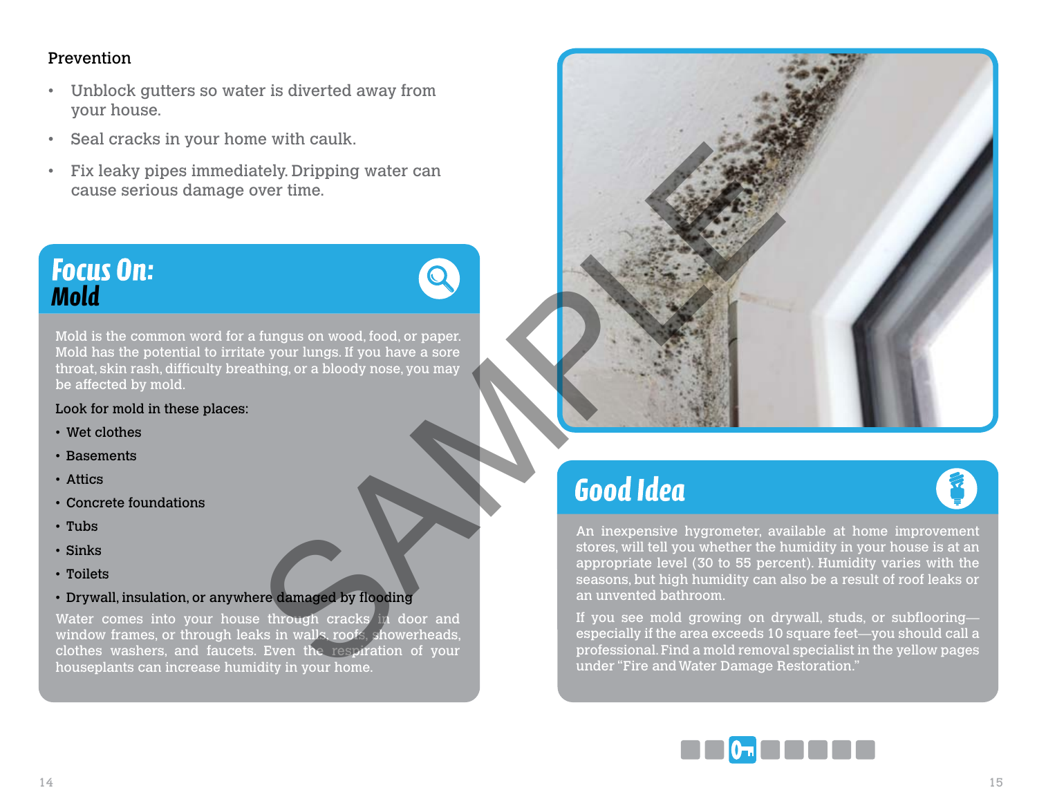### Prevention

- Unblock gutters so water is diverted away from your house.
- Seal cracks in your home with caulk.
- Fix leaky pipes immediately. Dripping water can cause serious damage over time.

## Focus On: Mold

Mold is the common word for a fungus on wood, food, or paper. Mold has the potential to irritate your lungs. If you have a sore throat, skin rash, difficulty breathing, or a bloody nose, you may be affected by mold.

Look for mold in these places:

- Wet clothes
- Basements
- Attics
- Concrete foundations
- Tubs
- Sinks
- Toilets
- Drywall, insulation, or anywhere damaged by flooding

Water comes into your house through cracks in door and window frames, or through leaks in walls, roofs, showerheads, clothes washers, and faucets. Even the respiration of your houseplants can increase humidity in your home.

## Good Idea

An inexpensive hygrometer, available at home improvement stores, will tell you whether the humidity in your house is at an appropriate level (30 to 55 percent). Humidity varies with the seasons, but high humidity can also be a result of roof leaks or an unvented bathroom.

If you see mold growing on drywall, studs, or subflooring—especially if the area exceeds 10 square feet—you should call a professional. Find a mold removal specialist in the yellow pages under "Fire and Water Damage Restoration."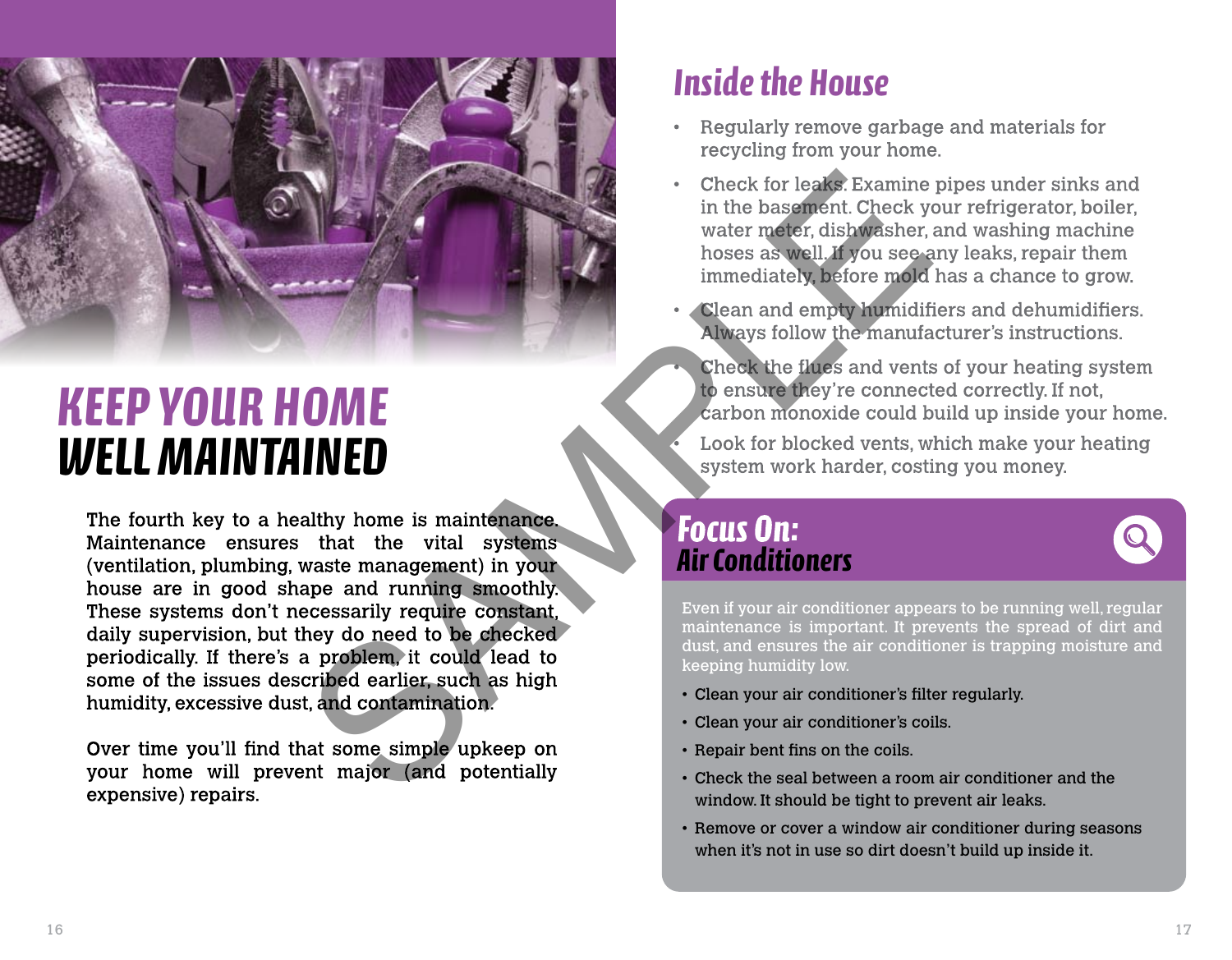# KEEP YOUR HOME WELL MAINTAINED

The fourth key to a healthy home is maintenance. Maintenance ensures that the vital systems (ventilation, plumbing, waste management) in your house are in good shape and running smoothly. These systems don't necessarily require constant, daily supervision, but they do need to be checked periodically. If there's a problem, it could lead to some of the issues described earlier, such as high humidity, excessive dust, and contamination.

Over time you'll find that some simple upkeep on your home will prevent major (and potentially expensive) repairs.

## Inside the House

- Regularly remove garbage and materials for recycling from your home.
- Check for leaks. Examine pipes under sinks and in the basement. Check your refrigerator, boiler, water meter, dishwasher, and washing machine hoses as well. If you see any leaks, repair them immediately, before mold has a chance to grow.
- Clean and empty humidifiers and dehumidifiers. Always follow the manufacturer's instructions.
- Check the flues and vents of your heating system to ensure they're connected correctly. If not, carbon monoxide could build up inside your home.
- Look for blocked vents, which make your heating system work harder, costing you money.

### Focus On: Air Conditioners

Even if your air conditioner appears to be running well, regular maintenance is important. It prevents the spread of dirt and dust, and ensures the air conditioner is trapping moisture and keeping humidity low.

- Clean your air conditioner's filter regularly.
- Clean your air conditioner's coils.
- Repair bent fins on the coils.
- Check the seal between a room air conditioner and the window. It should be tight to prevent air leaks.
- Remove or cover a window air conditioner during seasons when it's not in use so dirt doesn't build up inside it.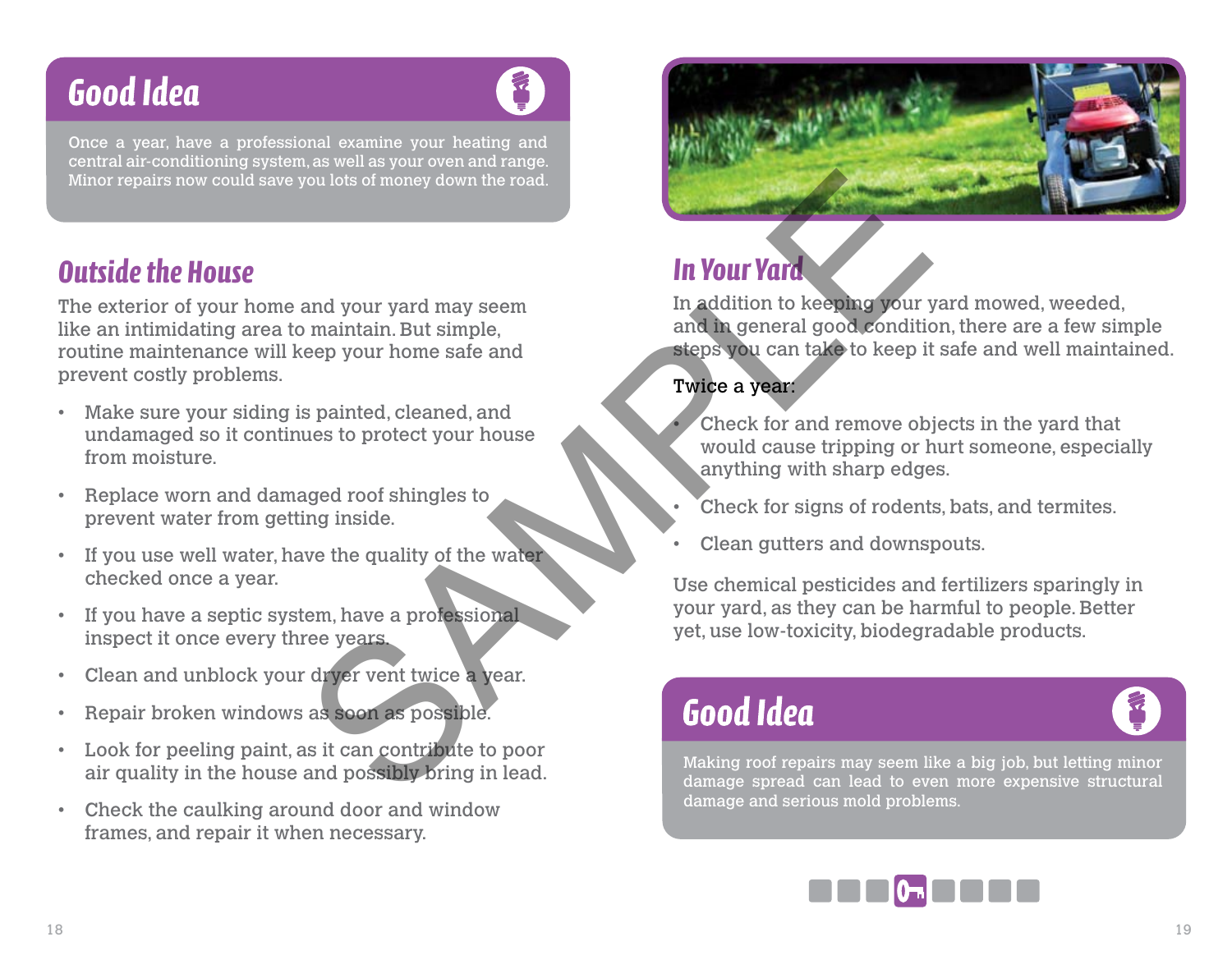## Good Idea

Once a year, have a professional examine your heating and central air-conditioning system, as well as your oven and range. Minor repairs now could save you lots of money down the road.

## Outside the House

The exterior of your home and your yard may seem like an intimidating area to maintain. But simple, routine maintenance will keep your home safe and prevent costly problems.

- Make sure your siding is painted, cleaned, and undamaged so it continues to protect your house from moisture.
- Replace worn and damaged roof shingles to prevent water from getting inside.
- If you use well water, have the quality of the water checked once a year.
- If you have a septic system, have a professional inspect it once every three years.
- Clean and unblock your dryer vent twice a year.
- Repair broken windows as soon as possible.
- Look for peeling paint, as it can contribute to poor air quality in the house and possibly bring in lead.
- Check the caulking around door and window frames, and repair it when necessary.

## In Your Yard

In addition to keeping your yard mowed, weeded, and in general good condition, there are a few simple steps you can take to keep it safe and well maintained.

Twice a year:

- Check for and remove objects in the yard that would cause tripping or hurt someone, especially anything with sharp edges.
- Check for signs of rodents, bats, and termites.
- Clean gutters and downspouts.

Use chemical pesticides and fertilizers sparingly in your yard, as they can be harmful to people. Better yet, use low-toxicity, biodegradable products.

## Good Idea

Making roof repairs may seem like a big job, but letting minor damage spread can lead to even more expensive structural damage and serious mold problems.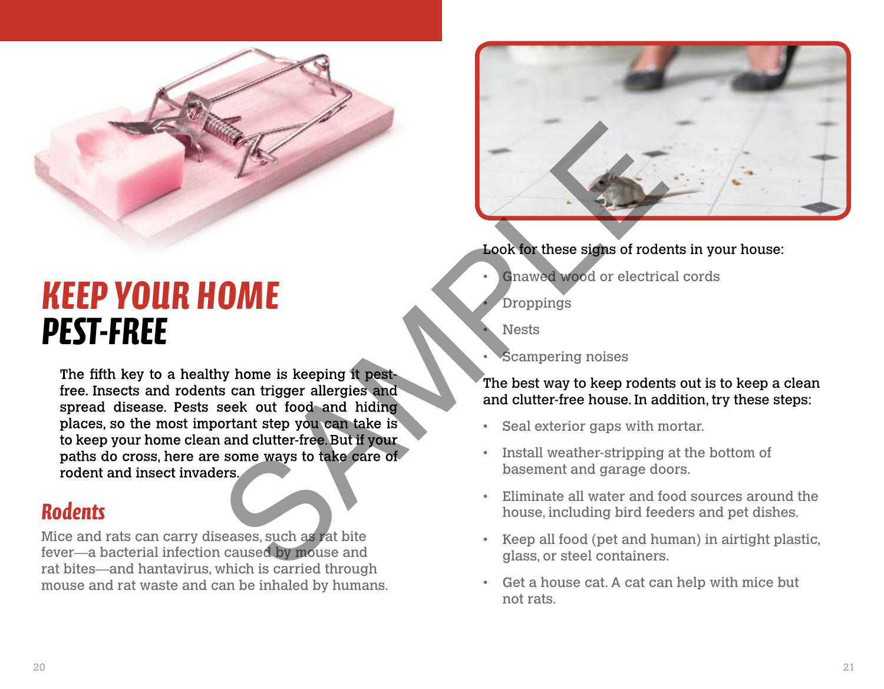# KEEP YOUR HOME PEST-FREE

The fifth key to a healthy home is keeping it pest-free. Insects and rodents can trigger allergies and spread disease. Pests seek out food and hiding places, so the most important step you can take is to keep your home clean and clutter-free. But if your paths do cross, here are some ways to take care of rodent and insect invaders.

## Rodents

Mice and rats can carry diseases, such as rat bite fever—a bacterial infection caused by mouse and rat bites—and hantavirus, which is carried through mouse and rat waste and can be inhaled by humans.

Look for these signs of rodents in your house:

- Gnawed wood or electrical cords
- Droppings
- Nests
- Scampering noises

The best way to keep rodents out is to keep a clean and clutter-free house. In addition, try these steps:

- Seal exterior gaps with mortar.
- Install weather-stripping at the bottom of basement and garage doors.
- Eliminate all water and food sources around the house, including bird feeders and pet dishes.
- Keep all food (pet and human) in airtight plastic, glass, or steel containers.
- Get a house cat. A cat can help with mice but not rats.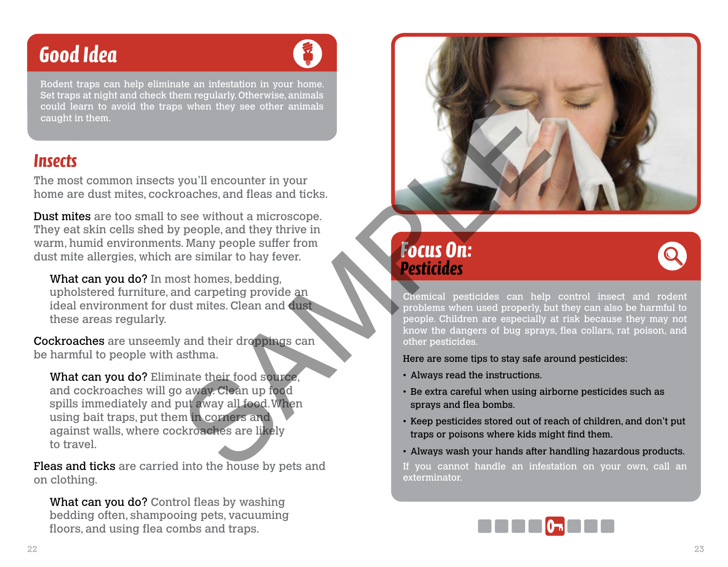## Good Idea

Rodent traps can help eliminate an infestation in your home. Set traps at night and check them regularly. Otherwise, animals could learn to avoid the traps when they see other animals caught in them.

## *Insects*

The most common insects you'll encounter in your home are dust mites, cockroaches, and fleas and ticks.

Dust mites are too small to see without a microscope. They eat skin cells shed by people, and they thrive in warm, humid environments. Many people suffer from dust mite allergies, which are similar to hay fever.

> What can you do? In most homes, bedding, upholstered furniture, and carpeting provide an ideal environment for dust mites. Clean and dust these areas regularly.

Cockroaches are unseemly and their droppings can be harmful to people with asthma.

> What can you do? Eliminate their food source, and cockroaches will go away. Clean up food spills immediately and put away all food. When using bait traps, put them in corners and against walls, where cockroaches are likely to travel.

Fleas and ticks are carried into the house by pets and on clothing.

> What can you do? Control fleas by washing bedding often, shampooing pets, vacuuming floors, and using flea combs and traps.

## Focus On: Pesticides

Chemical pesticides can help control insect and rodent problems when used properly, but they can also be harmful to people. Children are especially at risk because they may not know the dangers of bug sprays, flea collars, rat poison, and other pesticides.

Here are some tips to stay safe around pesticides:

- Always read the instructions.
- Be extra careful when using airborne pesticides such as sprays and flea bombs.
- Keep pesticides stored out of reach of children, and don't put traps or poisons where kids might find them.
- Always wash your hands after handling hazardous products.

If you cannot handle an infestation on your own, call an exterminator.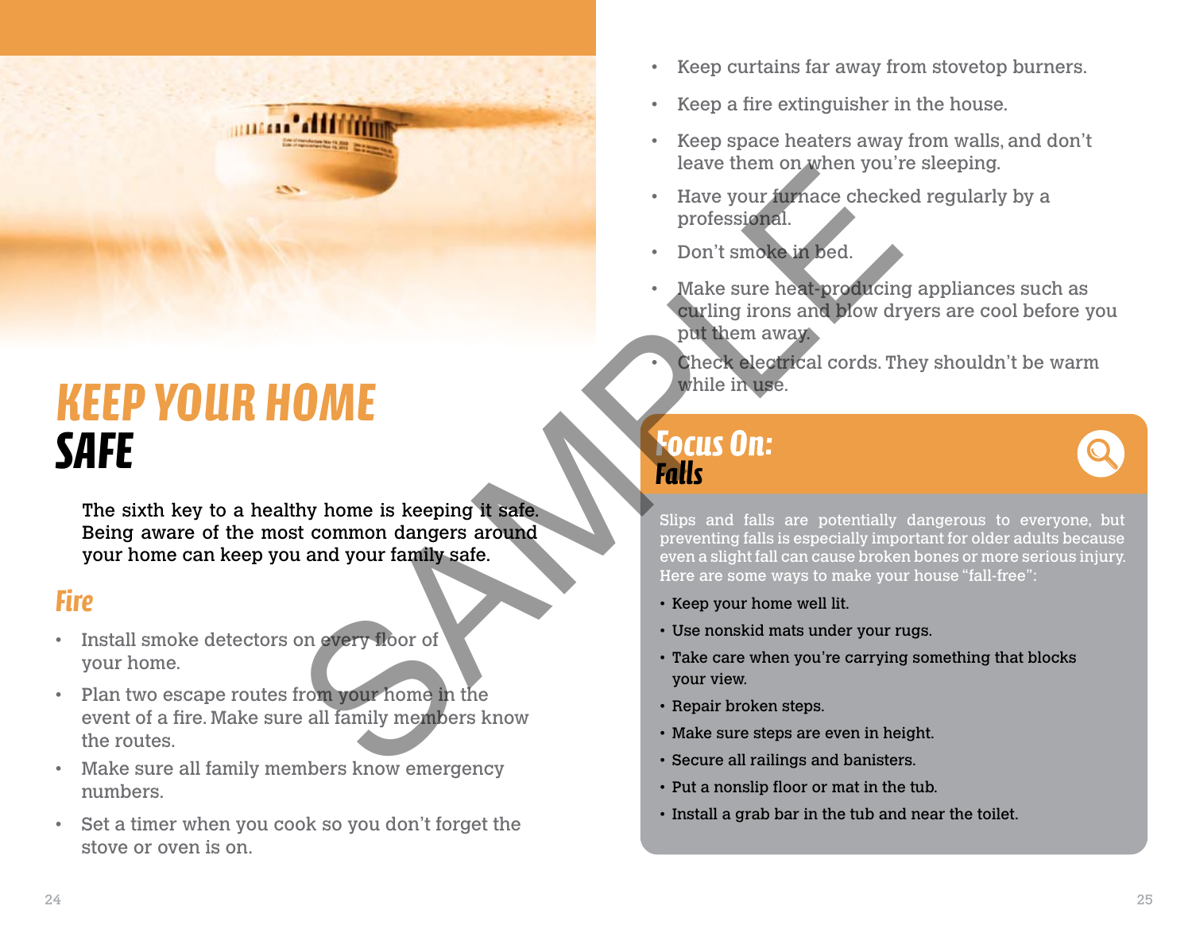# KEEP YOUR HOME SAFE

The sixth key to a healthy home is keeping it safe. Being aware of the most common dangers around your home can keep you and your family safe.

## Fire

- Install smoke detectors on every floor of your home.
- Plan two escape routes from your home in the event of a fire. Make sure all family members know the routes.
- Make sure all family members know emergency numbers.
- Set a timer when you cook so you don't forget the stove or oven is on.
- Keep curtains far away from stovetop burners.
- Keep a fire extinguisher in the house.
- Keep space heaters away from walls, and don't leave them on when you're sleeping.
- Have your furnace checked regularly by a professional.
- Don't smoke in bed.
- Make sure heat-producing appliances such as curling irons and blow dryers are cool before you put them away.
- Check electrical cords. They shouldn't be warm while in use.

## Focus On: Falls

Slips and falls are potentially dangerous to everyone, but preventing falls is especially important for older adults because even a slight fall can cause broken bones or more serious injury. Here are some ways to make your house "fall-free":

- Keep your home well lit.
- Use nonskid mats under your rugs.
- Take care when you're carrying something that blocks your view.
- Repair broken steps.
- Make sure steps are even in height.
- Secure all railings and banisters.
- Put a nonslip floor or mat in the tub.
- Install a grab bar in the tub and near the toilet.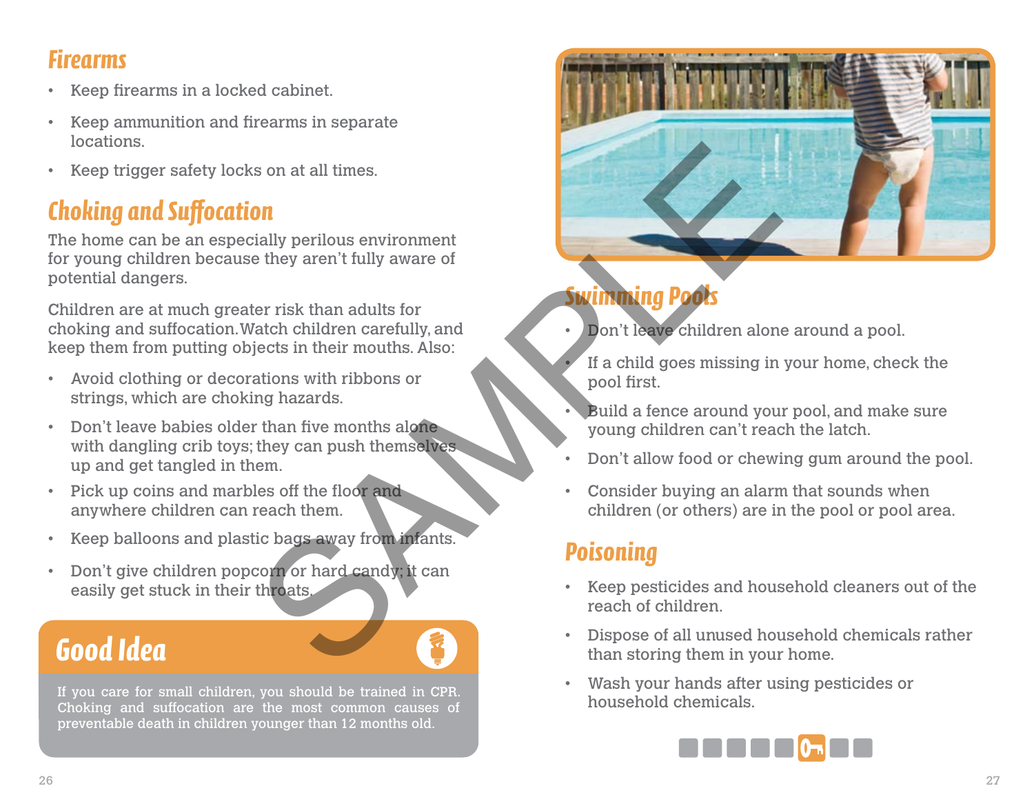## Firearms

- Keep firearms in a locked cabinet.
- Keep ammunition and firearms in separate locations.
- Keep trigger safety locks on at all times.

## Choking and Suffocation

The home can be an especially perilous environment for young children because they aren't fully aware of potential dangers.

Children are at much greater risk than adults for choking and suffocation. Watch children carefully, and keep them from putting objects in their mouths. Also:

- Avoid clothing or decorations with ribbons or strings, which are choking hazards.
- Don't leave babies older than five months alone with dangling crib toys; they can push themselves up and get tangled in them.
- Pick up coins and marbles off the floor and anywhere children can reach them.
- Keep balloons and plastic bags away from infants.
- Don't give children popcorn or hard candy; it can easily get stuck in their throats.

### Good Idea

If you care for small children, you should be trained in CPR. Choking and suffocation are the most common causes of preventable death in children younger than 12 months old.

## Swimming Pools

- Don't leave children alone around a pool.
- If a child goes missing in your home, check the pool first.
- Build a fence around your pool, and make sure young children can't reach the latch.
- Don't allow food or chewing gum around the pool.
- Consider buying an alarm that sounds when children (or others) are in the pool or pool area.

## Poisoning

- Keep pesticides and household cleaners out of the reach of children.
- Dispose of all unused household chemicals rather than storing them in your home.
- Wash your hands after using pesticides or household chemicals.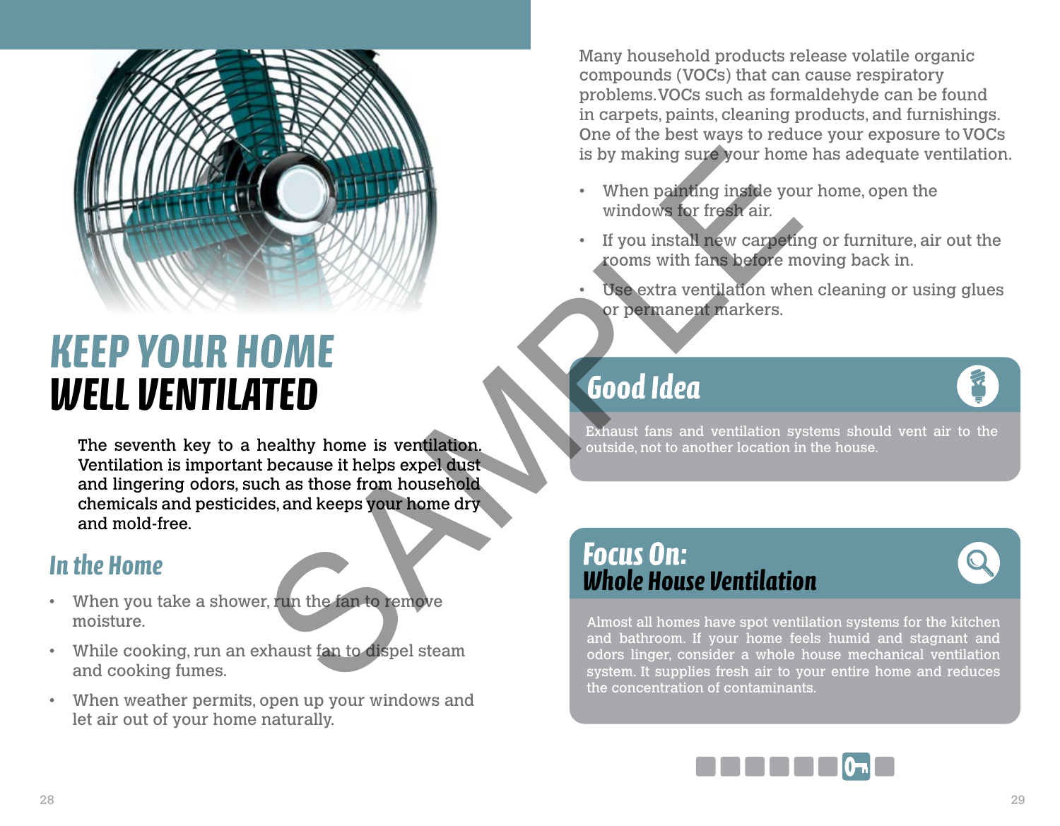# KEEP YOUR HOME WELL VENTILATED

The seventh key to a healthy home is ventilation. Ventilation is important because it helps expel dust and lingering odors, such as those from household chemicals and pesticides, and keeps your home dry and mold-free.

## In the Home

- When you take a shower, run the fan to remove moisture.
- While cooking, run an exhaust fan to dispel steam and cooking fumes.
- When weather permits, open up your windows and let air out of your home naturally.

Many household products release volatile organic compounds (VOCs) that can cause respiratory problems. VOCs such as formaldehyde can be found in carpets, paints, cleaning products, and furnishings. One of the best ways to reduce your exposure to VOCs is by making sure your home has adequate ventilation.

- When painting inside your home, open the windows for fresh air.
- If you install new carpeting or furniture, air out the rooms with fans before moving back in.
- Use extra ventilation when cleaning or using glues or permanent markers.

## Good Idea

Exhaust fans and ventilation systems should vent air to the outside, not to another location in the house.

## Focus On: Whole House Ventilation

Almost all homes have spot ventilation systems for the kitchen and bathroom. If your home feels humid and stagnant and odors linger, consider a whole house mechanical ventilation system. It supplies fresh air to your entire home and reduces the concentration of contaminants.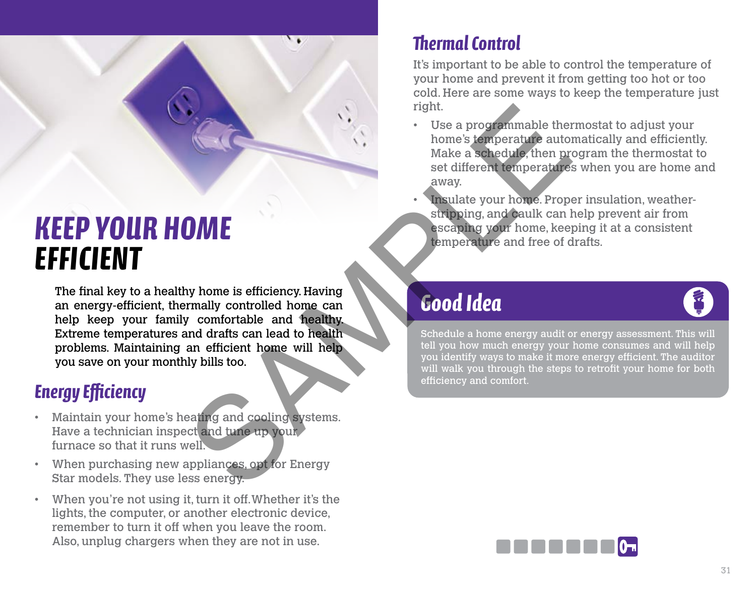# KEEP YOUR HOME EFFICIENT

The final key to a healthy home is efficiency. Having an energy-efficient, thermally controlled home can help keep your family comfortable and healthy. Extreme temperatures and drafts can lead to health problems. Maintaining an efficient home will help you save on your monthly bills too.

## Energy Efficiency

- Maintain your home's heating and cooling systems. Have a technician inspect and tune up your furnace so that it runs well.
- When purchasing new appliances, opt for Energy Star models. They use less energy.
- When you're not using it, turn it off. Whether it's the lights, the computer, or another electronic device, remember to turn it off when you leave the room. Also, unplug chargers when they are not in use.

## Thermal Control

It's important to be able to control the temperature of your home and prevent it from getting too hot or too cold. Here are some ways to keep the temperature just right.

- Use a programmable thermostat to adjust your home's temperature automatically and efficiently. Make a schedule, then program the thermostat to set different temperatures when you are home and away.
- Insulate your home. Proper insulation, weather-stripping, and caulk can help prevent air from escaping your home, keeping it at a consistent temperature and free of drafts.

### Good Idea

Schedule a home energy audit or energy assessment. This will tell you how much energy your home consumes and will help you identify ways to make it more energy efficient. The auditor will walk you through the steps to retrofit your home for both efficiency and comfort.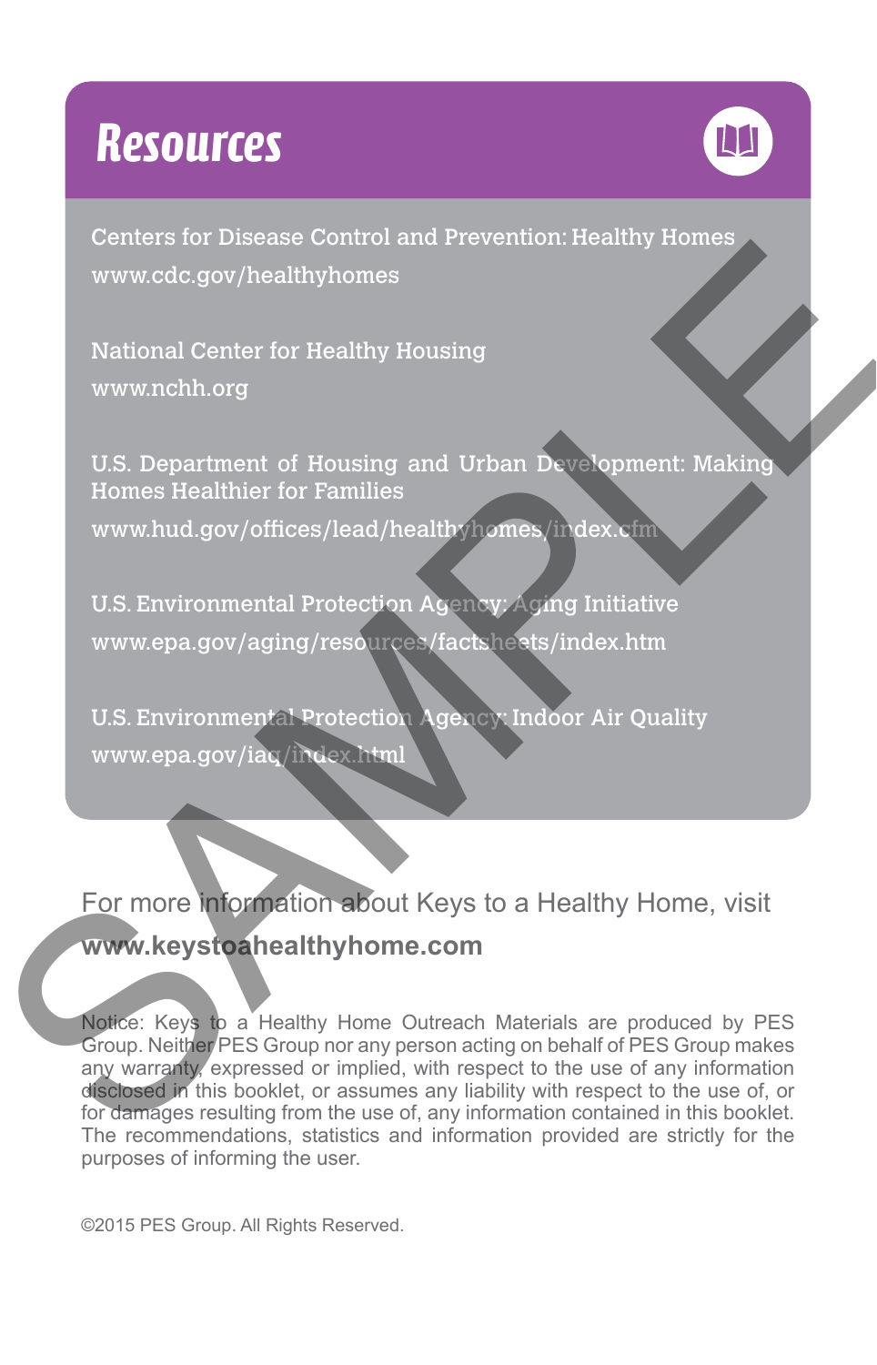# Resources

Centers for Disease Control and Prevention: Healthy Homes
www.cdc.gov/healthyhomes

National Center for Healthy Housing
www.nchh.org

U.S. Department of Housing and Urban Development: Making Homes Healthier for Families
www.hud.gov/offices/lead/healthyhomes/index.cfm

U.S. Environmental Protection Agency: Aging Initiative
www.epa.gov/aging/resources/factsheets/index.htm

U.S. Environmental Protection Agency: Indoor Air Quality
www.epa.gov/iaq/index.html

For more information about Keys to a Healthy Home, visit
**www.keystoahealthyhome.com**

Notice: Keys to a Healthy Home Outreach Materials are produced by PES Group. Neither PES Group nor any person acting on behalf of PES Group makes any warranty, expressed or implied, with respect to the use of any information disclosed in this booklet, or assumes any liability with respect to the use of, or for damages resulting from the use of, any information contained in this booklet. The recommendations, statistics and information provided are strictly for the purposes of informing the user.

©2015 PES Group. All Rights Reserved.